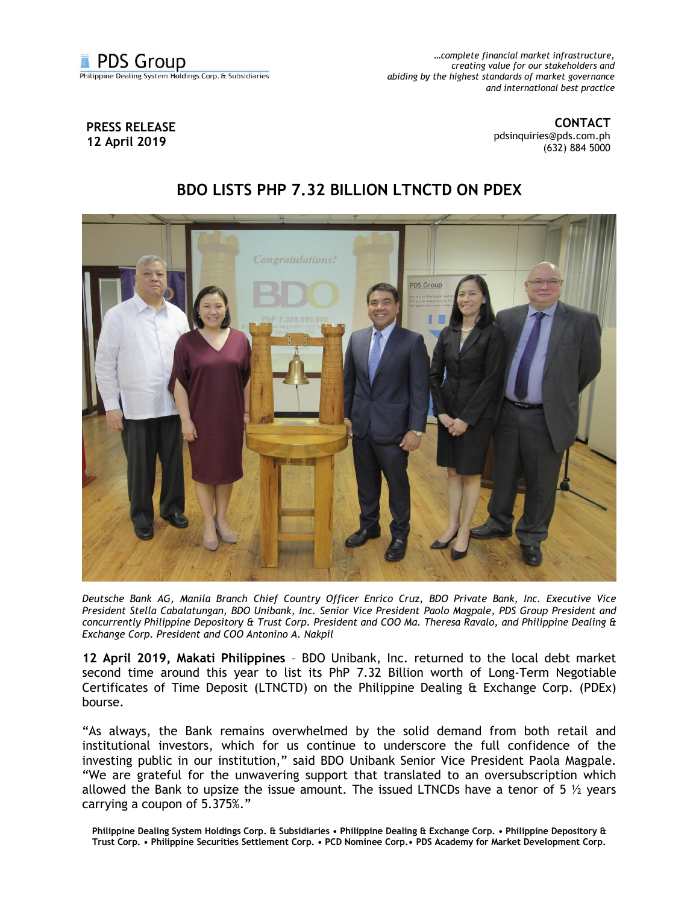PDS Group
Philippine Dealing System Holdings Corp. & Subsidiaries

*…complete financial market infrastructure, creating value for our stakeholders and abiding by the highest standards of market governance and international best practice*

**PRESS RELEASE**
**12 April 2019**

**CONTACT**
pdsinquiries@pds.com.ph
(632) 884 5000

# BDO LISTS PHP 7.32 BILLION LTNCTD ON PDEX

*Deutsche Bank AG, Manila Branch Chief Country Officer Enrico Cruz, BDO Private Bank, Inc. Executive Vice President Stella Cabalatungan, BDO Unibank, Inc. Senior Vice President Paolo Magpale, PDS Group President and concurrently Philippine Depository & Trust Corp. President and COO Ma. Theresa Ravalo, and Philippine Dealing & Exchange Corp. President and COO Antonino A. Nakpil*

**12 April 2019, Makati Philippines** – BDO Unibank, Inc. returned to the local debt market second time around this year to list its PhP 7.32 Billion worth of Long-Term Negotiable Certificates of Time Deposit (LTNCTD) on the Philippine Dealing & Exchange Corp. (PDEx) bourse.

"As always, the Bank remains overwhelmed by the solid demand from both retail and institutional investors, which for us continue to underscore the full confidence of the investing public in our institution," said BDO Unibank Senior Vice President Paola Magpale. "We are grateful for the unwavering support that translated to an oversubscription which allowed the Bank to upsize the issue amount. The issued LTNCDs have a tenor of 5 ½ years carrying a coupon of 5.375%."

**Philippine Dealing System Holdings Corp. & Subsidiaries • Philippine Dealing & Exchange Corp. • Philippine Depository & Trust Corp. • Philippine Securities Settlement Corp. • PCD Nominee Corp.• PDS Academy for Market Development Corp.**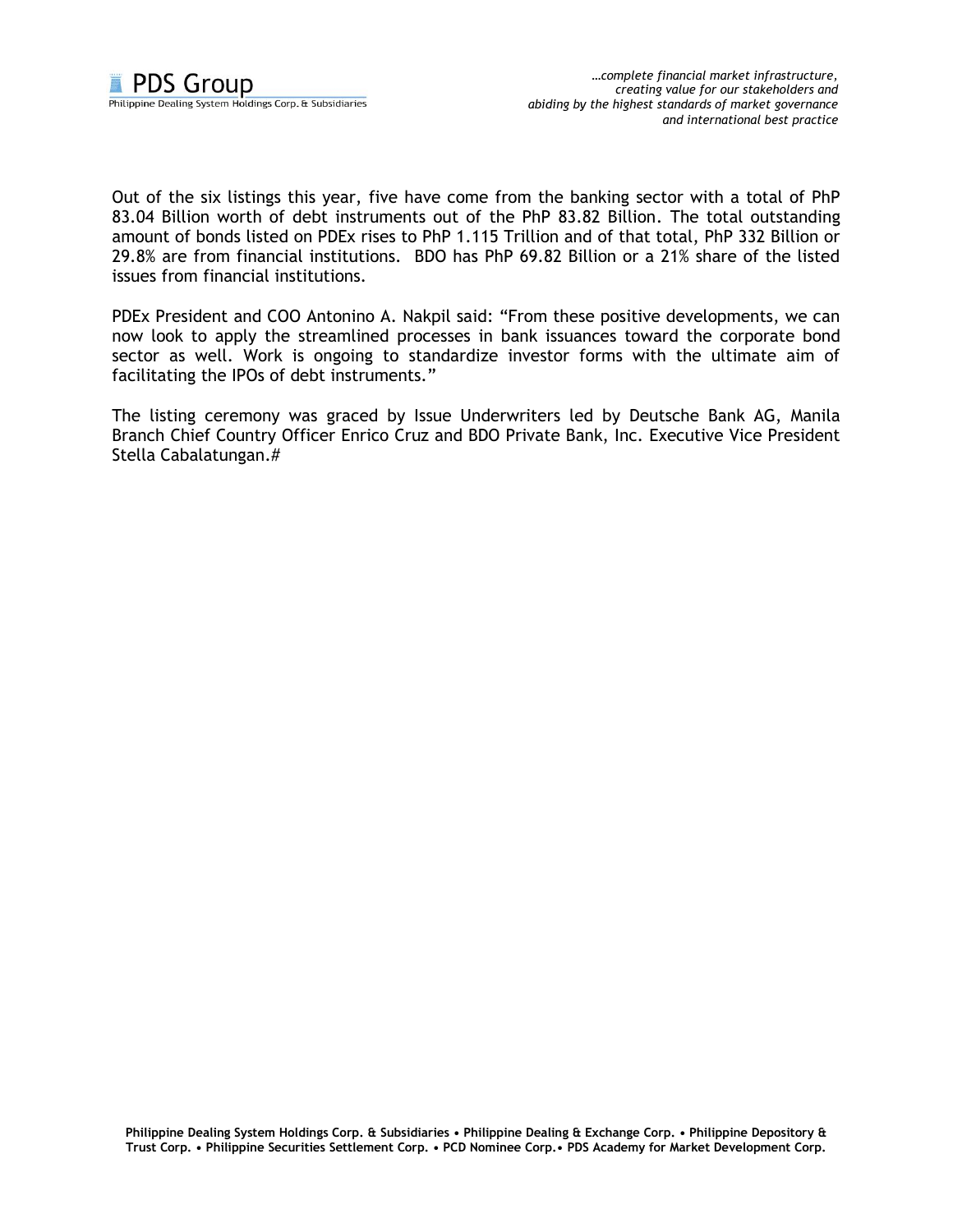Out of the six listings this year, five have come from the banking sector with a total of PhP 83.04 Billion worth of debt instruments out of the PhP 83.82 Billion. The total outstanding amount of bonds listed on PDEx rises to PhP 1.115 Trillion and of that total, PhP 332 Billion or 29.8% are from financial institutions. BDO has PhP 69.82 Billion or a 21% share of the listed issues from financial institutions.

PDEx President and COO Antonino A. Nakpil said: "From these positive developments, we can now look to apply the streamlined processes in bank issuances toward the corporate bond sector as well. Work is ongoing to standardize investor forms with the ultimate aim of facilitating the IPOs of debt instruments."

The listing ceremony was graced by Issue Underwriters led by Deutsche Bank AG, Manila Branch Chief Country Officer Enrico Cruz and BDO Private Bank, Inc. Executive Vice President Stella Cabalatungan.#